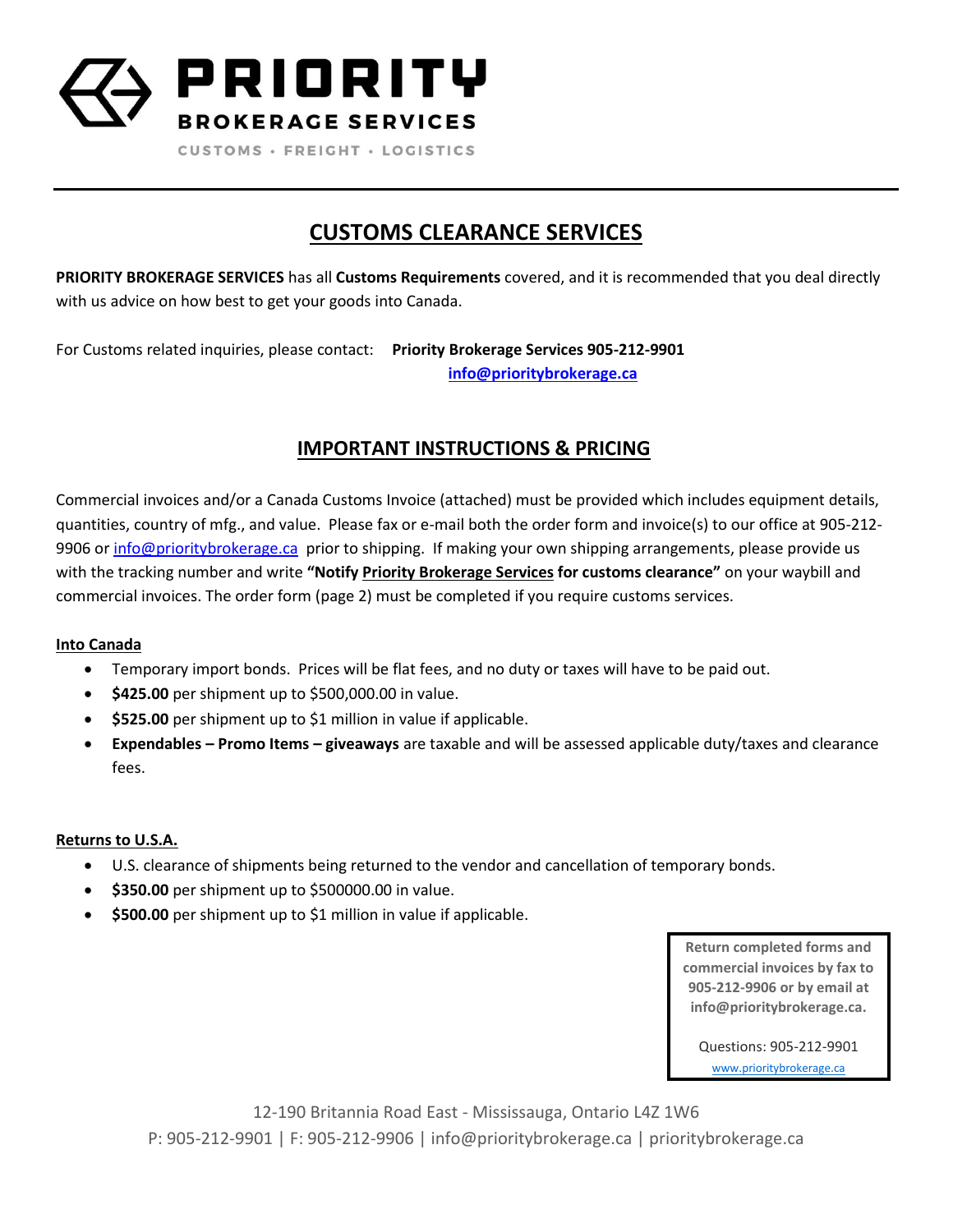# PRIORITY BROKERAGE SERVICES

CUSTOMS • FREIGHT • LOGISTICS

## CUSTOMS CLEARANCE SERVICES

**PRIORITY BROKERAGE SERVICES** has all **Customs Requirements** covered, and it is recommended that you deal directly with us advice on how best to get your goods into Canada.

For Customs related inquiries, please contact: **Priority Brokerage Services 905-212-9901**
**info@prioritybrokerage.ca**

## IMPORTANT INSTRUCTIONS & PRICING

Commercial invoices and/or a Canada Customs Invoice (attached) must be provided which includes equipment details, quantities, country of mfg., and value. Please fax or e-mail both the order form and invoice(s) to our office at 905-212-9906 or info@prioritybrokerage.ca prior to shipping. If making your own shipping arrangements, please provide us with the tracking number and write **"Notify Priority Brokerage Services for customs clearance"** on your waybill and commercial invoices. The order form (page 2) must be completed if you require customs services.

**Into Canada**

- Temporary import bonds. Prices will be flat fees, and no duty or taxes will have to be paid out.
- **$425.00** per shipment up to $500,000.00 in value.
- **$525.00** per shipment up to $1 million in value if applicable.
- **Expendables – Promo Items – giveaways** are taxable and will be assessed applicable duty/taxes and clearance fees.

**Returns to U.S.A.**

- U.S. clearance of shipments being returned to the vendor and cancellation of temporary bonds.
- **$350.00** per shipment up to $500000.00 in value.
- **$500.00** per shipment up to $1 million in value if applicable.

**Return completed forms and commercial invoices by fax to 905-212-9906 or by email at info@prioritybrokerage.ca.**

Questions: 905-212-9901
www.prioritybrokerage.ca

12-190 Britannia Road East - Mississauga, Ontario L4Z 1W6
P: 905-212-9901 | F: 905-212-9906 | info@prioritybrokerage.ca | prioritybrokerage.ca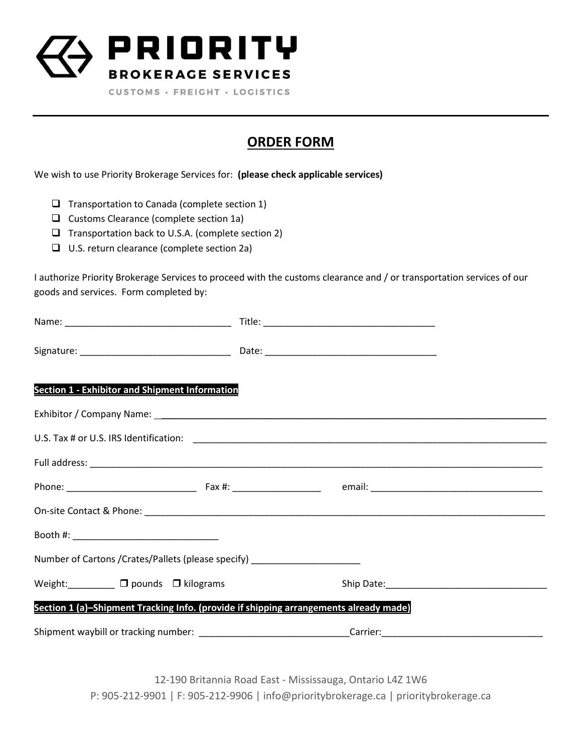**PRIORITY**
**BROKERAGE SERVICES**
CUSTOMS • FREIGHT • LOGISTICS

---

# ORDER FORM

We wish to use Priority Brokerage Services for: **(please check applicable services)**

- ❑ Transportation to Canada (complete section 1)
- ❑ Customs Clearance (complete section 1a)
- ❑ Transportation back to U.S.A. (complete section 2)
- ❑ U.S. return clearance (complete section 2a)

I authorize Priority Brokerage Services to proceed with the customs clearance and / or transportation services of our goods and services. Form completed by:

Name: ________________________________ Title: ________________________________

Signature: ____________________________ Date: ________________________________

**Section 1 - Exhibitor and Shipment Information**

Exhibitor / Company Name: ____________________________________________________________

U.S. Tax # or U.S. IRS Identification: ____________________________________________________

Full address: _______________________________________________________________________

Phone: _________________________ Fax #: _________________ email: _________________________________

On-site Contact & Phone: _____________________________________________________________

Booth #: ____________________________

Number of Cartons /Crates/Pallets (please specify) _____________________

Weight:_________ ❑ pounds ❑ kilograms Ship Date:_______________________________

**Section 1 (a)–Shipment Tracking Info. (provide if shipping arrangements already made)**

Shipment waybill or tracking number: ____________________________Carrier:_______________________________

12-190 Britannia Road East - Mississauga, Ontario L4Z 1W6
P: 905-212-9901 | F: 905-212-9906 | info@prioritybrokerage.ca | prioritybrokerage.ca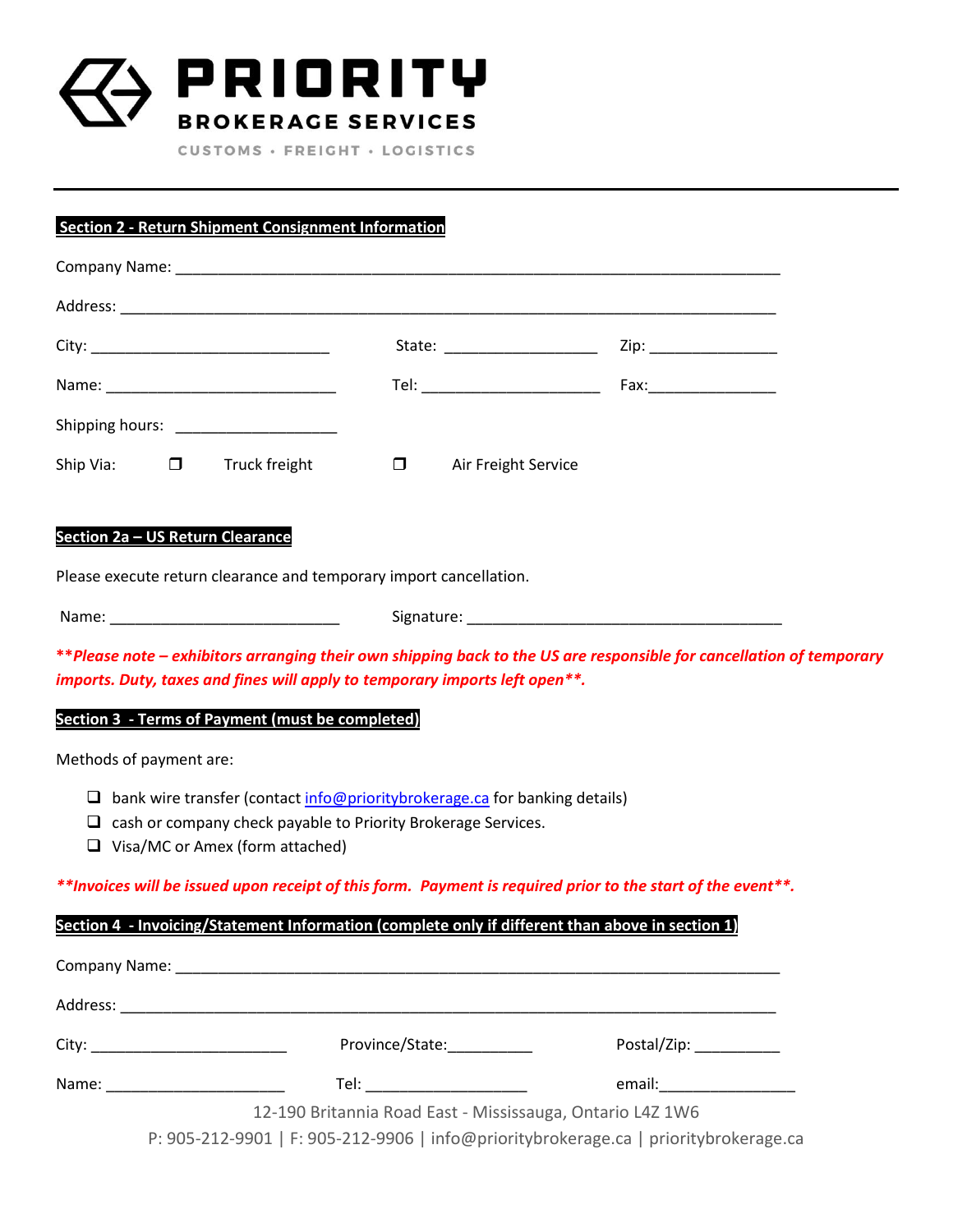**PRIORITY**
**BROKERAGE SERVICES**
CUSTOMS • FREIGHT • LOGISTICS

---

## Section 2 - Return Shipment Consignment Information

Company Name: ___________________________________________________________________

Address: _______________________________________________________________________

City: ___________________________ State: _________________ Zip: ______________

Name: __________________________ Tel: ____________________ Fax:______________

Shipping hours: __________________

Ship Via: ☐ Truck freight ☐ Air Freight Service

## Section 2a – US Return Clearance

Please execute return clearance and temporary import cancellation.

Name: __________________________ Signature: ___________________________________

***\*\*Please note – exhibitors arranging their own shipping back to the US are responsible for cancellation of temporary imports. Duty, taxes and fines will apply to temporary imports left open\*\*.***

## Section 3 - Terms of Payment (must be completed)

Methods of payment are:

- ☐ bank wire transfer (contact info@prioritybrokerage.ca for banking details)
- ☐ cash or company check payable to Priority Brokerage Services.
- ☐ Visa/MC or Amex (form attached)

***\*\*Invoices will be issued upon receipt of this form. Payment is required prior to the start of the event\*\*.***

## Section 4 - Invoicing/Statement Information (complete only if different than above in section 1)

Company Name: ___________________________________________________________________

Address: _______________________________________________________________________

City: ______________________ Province/State:_________ Postal/Zip: __________

Name: ____________________ Tel: ___________________ email:_______________

12-190 Britannia Road East - Mississauga, Ontario L4Z 1W6

P: 905-212-9901 | F: 905-212-9906 | info@prioritybrokerage.ca | prioritybrokerage.ca